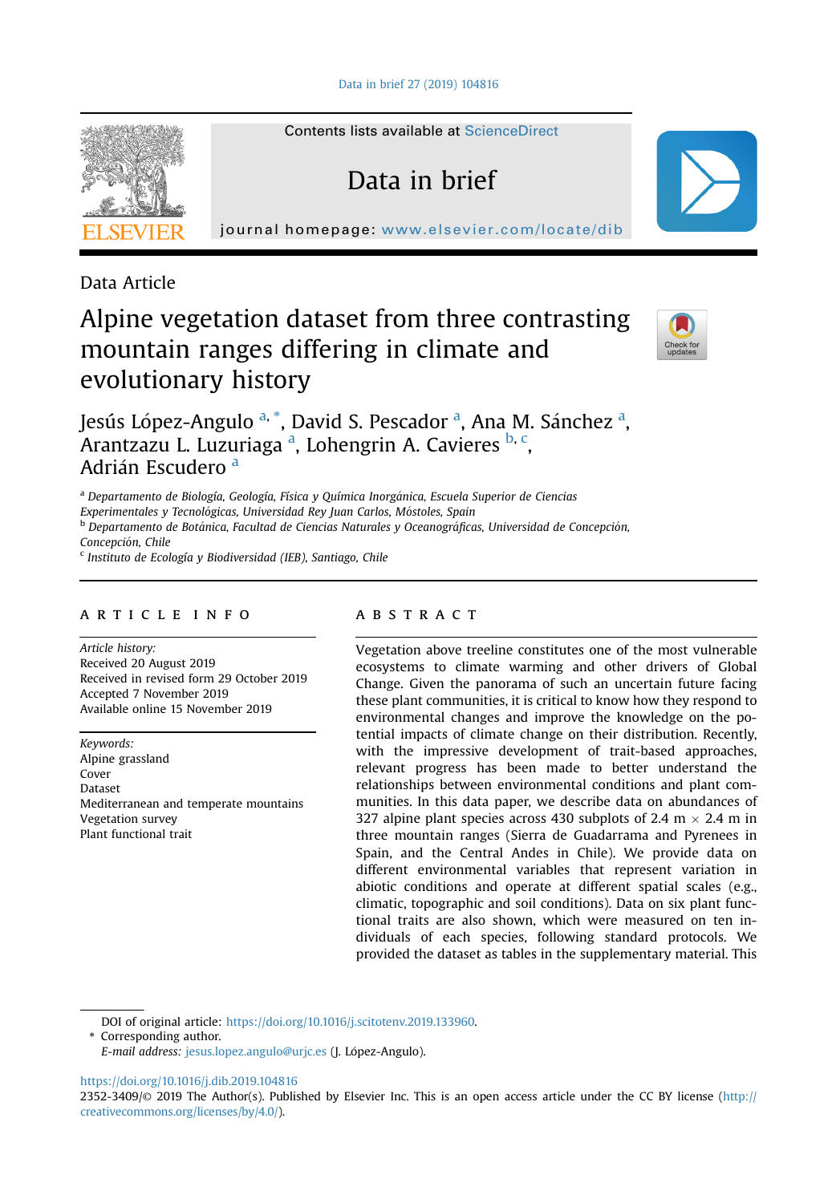Data Article

# Alpine vegetation dataset from three contrasting mountain ranges differing in climate and evolutionary history

Jesús López-Angulo [a,*], David S. Pescador [a], Ana M. Sánchez [a], Arantzazu L. Luzuriaga [a], Lohengrin A. Cavieres [b,c], Adrián Escudero [a]

[a] Departamento de Biología, Geología, Física y Química Inorgánica, Escuela Superior de Ciencias Experimentales y Tecnológicas, Universidad Rey Juan Carlos, Móstoles, Spain

[b] Departamento de Botánica, Facultad de Ciencias Naturales y Oceanográficas, Universidad de Concepción, Concepción, Chile

[c] Instituto de Ecología y Biodiversidad (IEB), Santiago, Chile

## ARTICLE INFO

*Article history:*
Received 20 August 2019
Received in revised form 29 October 2019
Accepted 7 November 2019
Available online 15 November 2019

*Keywords:*
Alpine grassland
Cover
Dataset
Mediterranean and temperate mountains
Vegetation survey
Plant functional trait

## ABSTRACT

Vegetation above treeline constitutes one of the most vulnerable ecosystems to climate warming and other drivers of Global Change. Given the panorama of such an uncertain future facing these plant communities, it is critical to know how they respond to environmental changes and improve the knowledge on the potential impacts of climate change on their distribution. Recently, with the impressive development of trait-based approaches, relevant progress has been made to better understand the relationships between environmental conditions and plant communities. In this data paper, we describe data on abundances of 327 alpine plant species across 430 subplots of 2.4 m × 2.4 m in three mountain ranges (Sierra de Guadarrama and Pyrenees in Spain, and the Central Andes in Chile). We provide data on different environmental variables that represent variation in abiotic conditions and operate at different spatial scales (e.g., climatic, topographic and soil conditions). Data on six plant functional traits are also shown, which were measured on ten individuals of each species, following standard protocols. We provided the dataset as tables in the supplementary material. This

DOI of original article: https://doi.org/10.1016/j.scitotenv.2019.133960.

\* Corresponding author.

*E-mail address:* jesus.lopez.angulo@urjc.es (J. López-Angulo).

https://doi.org/10.1016/j.dib.2019.104816

2352-3409/© 2019 The Author(s). Published by Elsevier Inc. This is an open access article under the CC BY license (http://creativecommons.org/licenses/by/4.0/).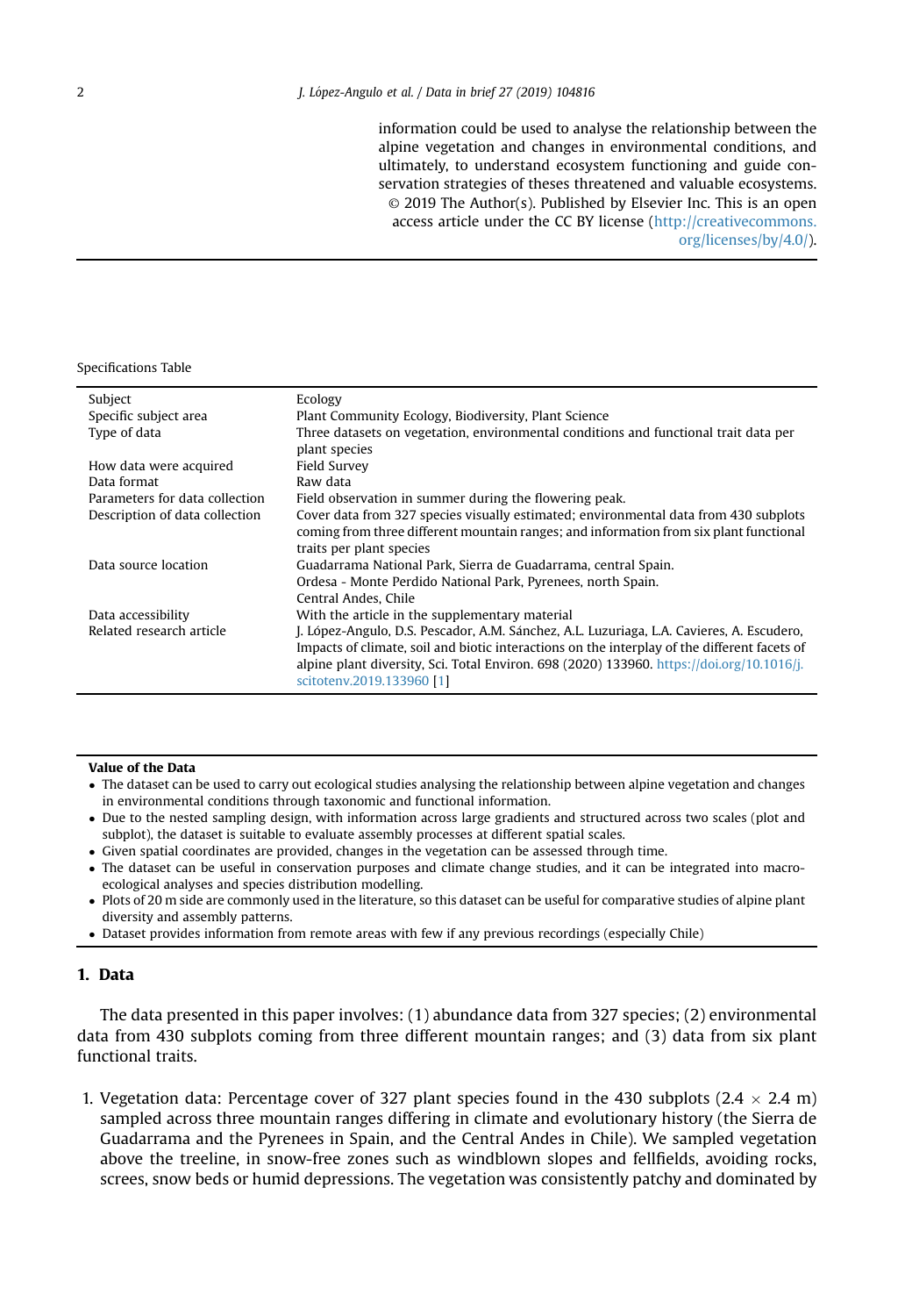information could be used to analyse the relationship between the alpine vegetation and changes in environmental conditions, and ultimately, to understand ecosystem functioning and guide conservation strategies of theses threatened and valuable ecosystems. © 2019 The Author(s). Published by Elsevier Inc. This is an open access article under the CC BY license (http://creativecommons.org/licenses/by/4.0/).

Specifications Table

| | |
|---|---|
| Subject | Ecology |
| Specific subject area | Plant Community Ecology, Biodiversity, Plant Science |
| Type of data | Three datasets on vegetation, environmental conditions and functional trait data per plant species |
| How data were acquired | Field Survey |
| Data format | Raw data |
| Parameters for data collection | Field observation in summer during the flowering peak. |
| Description of data collection | Cover data from 327 species visually estimated; environmental data from 430 subplots coming from three different mountain ranges; and information from six plant functional traits per plant species |
| Data source location | Guadarrama National Park, Sierra de Guadarrama, central Spain.<br>Ordesa - Monte Perdido National Park, Pyrenees, north Spain.<br>Central Andes, Chile |
| Data accessibility | With the article in the supplementary material |
| Related research article | J. López-Angulo, D.S. Pescador, A.M. Sánchez, A.L. Luzuriaga, L.A. Cavieres, A. Escudero, Impacts of climate, soil and biotic interactions on the interplay of the different facets of alpine plant diversity, Sci. Total Environ. 698 (2020) 133960. https://doi.org/10.1016/j.scitotenv.2019.133960 [1] |

**Value of the Data**

- The dataset can be used to carry out ecological studies analysing the relationship between alpine vegetation and changes in environmental conditions through taxonomic and functional information.
- Due to the nested sampling design, with information across large gradients and structured across two scales (plot and subplot), the dataset is suitable to evaluate assembly processes at different spatial scales.
- Given spatial coordinates are provided, changes in the vegetation can be assessed through time.
- The dataset can be useful in conservation purposes and climate change studies, and it can be integrated into macro-ecological analyses and species distribution modelling.
- Plots of 20 m side are commonly used in the literature, so this dataset can be useful for comparative studies of alpine plant diversity and assembly patterns.
- Dataset provides information from remote areas with few if any previous recordings (especially Chile)

## 1. Data

The data presented in this paper involves: (1) abundance data from 327 species; (2) environmental data from 430 subplots coming from three different mountain ranges; and (3) data from six plant functional traits.

1. Vegetation data: Percentage cover of 327 plant species found in the 430 subplots (2.4 $\times$ 2.4 m) sampled across three mountain ranges differing in climate and evolutionary history (the Sierra de Guadarrama and the Pyrenees in Spain, and the Central Andes in Chile). We sampled vegetation above the treeline, in snow-free zones such as windblown slopes and fellfields, avoiding rocks, screes, snow beds or humid depressions. The vegetation was consistently patchy and dominated by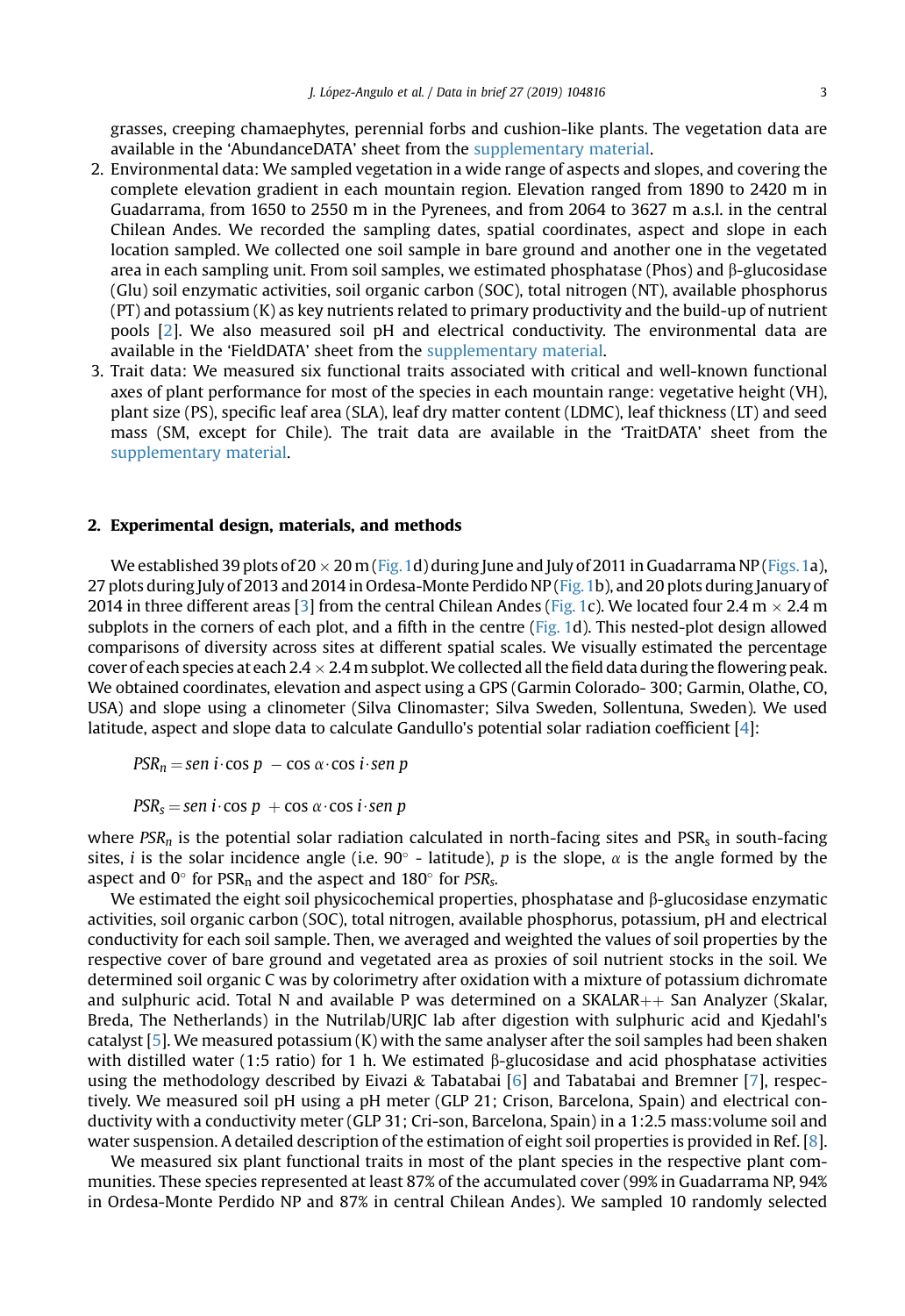grasses, creeping chamaephytes, perennial forbs and cushion-like plants. The vegetation data are available in the 'AbundanceDATA' sheet from the supplementary material.

2. Environmental data: We sampled vegetation in a wide range of aspects and slopes, and covering the complete elevation gradient in each mountain region. Elevation ranged from 1890 to 2420 m in Guadarrama, from 1650 to 2550 m in the Pyrenees, and from 2064 to 3627 m a.s.l. in the central Chilean Andes. We recorded the sampling dates, spatial coordinates, aspect and slope in each location sampled. We collected one soil sample in bare ground and another one in the vegetated area in each sampling unit. From soil samples, we estimated phosphatase (Phos) and β-glucosidase (Glu) soil enzymatic activities, soil organic carbon (SOC), total nitrogen (NT), available phosphorus (PT) and potassium (K) as key nutrients related to primary productivity and the build-up of nutrient pools [2]. We also measured soil pH and electrical conductivity. The environmental data are available in the 'FieldDATA' sheet from the supplementary material.
3. Trait data: We measured six functional traits associated with critical and well-known functional axes of plant performance for most of the species in each mountain range: vegetative height (VH), plant size (PS), specific leaf area (SLA), leaf dry matter content (LDMC), leaf thickness (LT) and seed mass (SM, except for Chile). The trait data are available in the 'TraitDATA' sheet from the supplementary material.

## 2. Experimental design, materials, and methods

We established 39 plots of 20 × 20 m (Fig. 1d) during June and July of 2011 in Guadarrama NP (Figs. 1a), 27 plots during July of 2013 and 2014 in Ordesa-Monte Perdido NP (Fig. 1b), and 20 plots during January of 2014 in three different areas [3] from the central Chilean Andes (Fig. 1c). We located four 2.4 m × 2.4 m subplots in the corners of each plot, and a fifth in the centre (Fig. 1d). This nested-plot design allowed comparisons of diversity across sites at different spatial scales. We visually estimated the percentage cover of each species at each 2.4 × 2.4 m subplot. We collected all the field data during the flowering peak. We obtained coordinates, elevation and aspect using a GPS (Garmin Colorado- 300; Garmin, Olathe, CO, USA) and slope using a clinometer (Silva Clinomaster; Silva Sweden, Sollentuna, Sweden). We used latitude, aspect and slope data to calculate Gandullo's potential solar radiation coefficient [4]:

$$PSR_n = sen\ i \cdot \cos p\ - \cos \alpha \cdot \cos i \cdot sen\ p$$

$$PSR_s = sen\ i \cdot \cos p\ + \cos \alpha \cdot \cos i \cdot sen\ p$$

where $PSR_n$ is the potential solar radiation calculated in north-facing sites and $PSR_s$ in south-facing sites, $i$ is the solar incidence angle (i.e. 90° - latitude), $p$ is the slope, $\alpha$ is the angle formed by the aspect and 0° for $PSR_n$ and the aspect and 180° for $PSR_s$.

We estimated the eight soil physicochemical properties, phosphatase and β-glucosidase enzymatic activities, soil organic carbon (SOC), total nitrogen, available phosphorus, potassium, pH and electrical conductivity for each soil sample. Then, we averaged and weighted the values of soil properties by the respective cover of bare ground and vegetated area as proxies of soil nutrient stocks in the soil. We determined soil organic C was by colorimetry after oxidation with a mixture of potassium dichromate and sulphuric acid. Total N and available P was determined on a SKALAR++ San Analyzer (Skalar, Breda, The Netherlands) in the Nutrilab/URJC lab after digestion with sulphuric acid and Kjedahl's catalyst [5]. We measured potassium (K) with the same analyser after the soil samples had been shaken with distilled water (1:5 ratio) for 1 h. We estimated β-glucosidase and acid phosphatase activities using the methodology described by Eivazi & Tabatabai [6] and Tabatabai and Bremner [7], respectively. We measured soil pH using a pH meter (GLP 21; Crison, Barcelona, Spain) and electrical conductivity with a conductivity meter (GLP 31; Cri-son, Barcelona, Spain) in a 1:2.5 mass:volume soil and water suspension. A detailed description of the estimation of eight soil properties is provided in Ref. [8].

We measured six plant functional traits in most of the plant species in the respective plant communities. These species represented at least 87% of the accumulated cover (99% in Guadarrama NP, 94% in Ordesa-Monte Perdido NP and 87% in central Chilean Andes). We sampled 10 randomly selected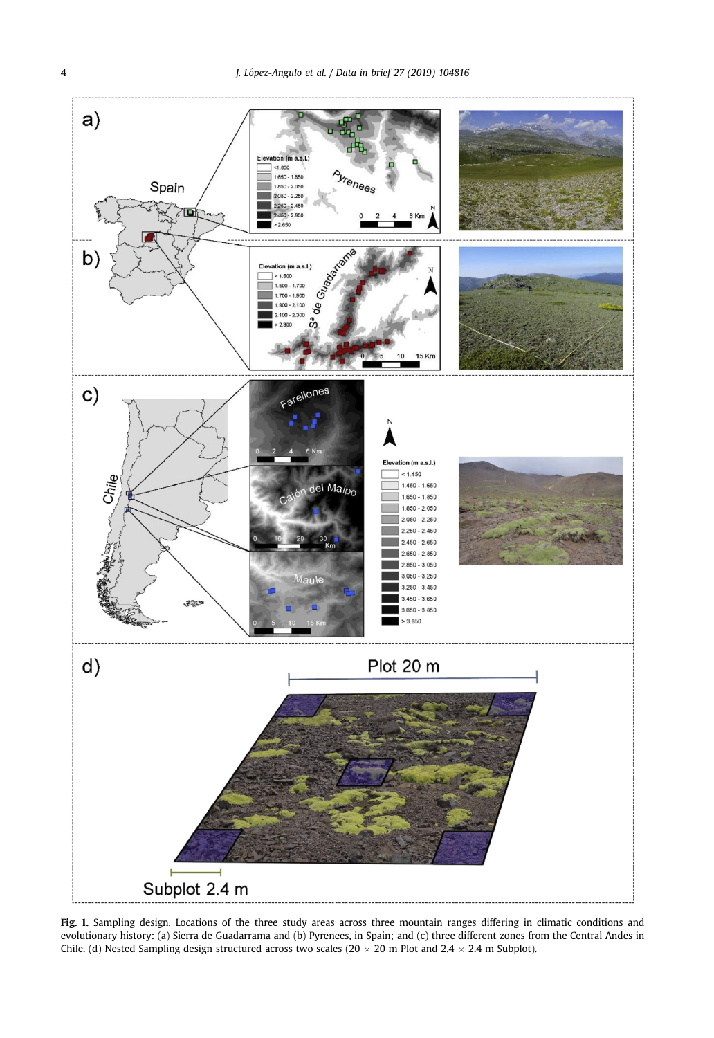**Fig. 1.** Sampling design. Locations of the three study areas across three mountain ranges differing in climatic conditions and evolutionary history: (a) Sierra de Guadarrama and (b) Pyrenees, in Spain; and (c) three different zones from the Central Andes in Chile. (d) Nested Sampling design structured across two scales (20 × 20 m Plot and 2.4 × 2.4 m Subplot).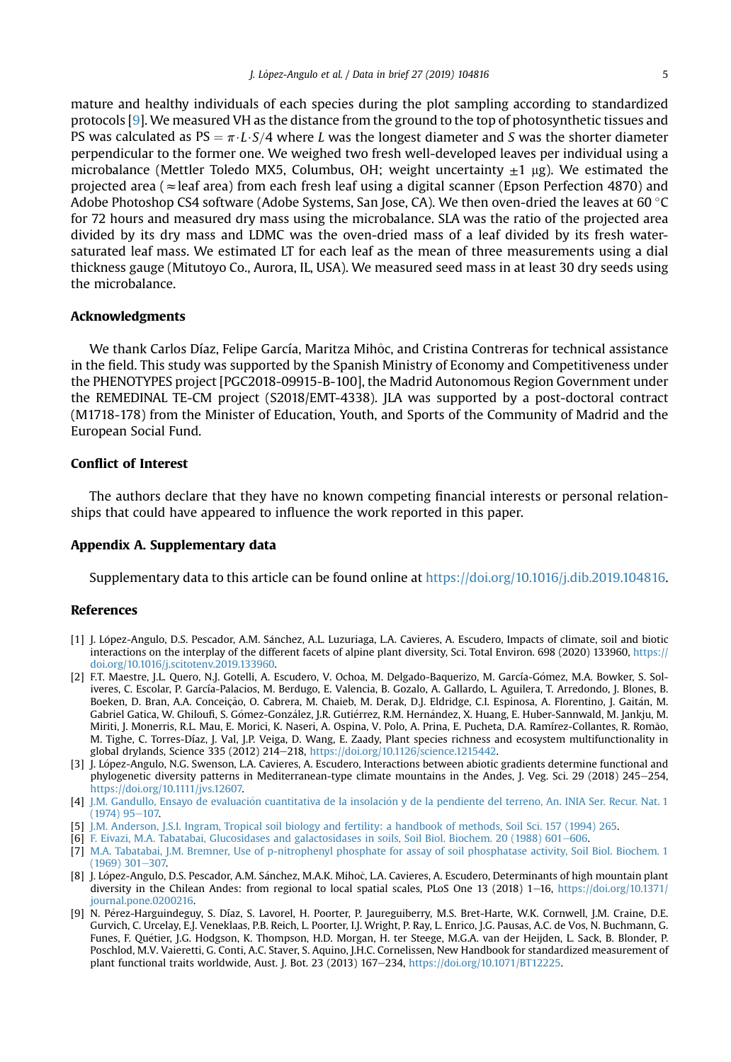mature and healthy individuals of each species during the plot sampling according to standardized protocols [9]. We measured VH as the distance from the ground to the top of photosynthetic tissues and PS was calculated as $PS = \pi \cdot L \cdot S/4$ where $L$ was the longest diameter and $S$ was the shorter diameter perpendicular to the former one. We weighed two fresh well-developed leaves per individual using a microbalance (Mettler Toledo MX5, Columbus, OH; weight uncertainty $\pm 1$ μg). We estimated the projected area ($\approx$leaf area) from each fresh leaf using a digital scanner (Epson Perfection 4870) and Adobe Photoshop CS4 software (Adobe Systems, San Jose, CA). We then oven-dried the leaves at 60 °C for 72 hours and measured dry mass using the microbalance. SLA was the ratio of the projected area divided by its dry mass and LDMC was the oven-dried mass of a leaf divided by its fresh water-saturated leaf mass. We estimated LT for each leaf as the mean of three measurements using a dial thickness gauge (Mitutoyo Co., Aurora, IL, USA). We measured seed mass in at least 30 dry seeds using the microbalance.

## Acknowledgments

We thank Carlos Díaz, Felipe García, Maritza Mihôc, and Cristina Contreras for technical assistance in the field. This study was supported by the Spanish Ministry of Economy and Competitiveness under the PHENOTYPES project [PGC2018-09915-B-100], the Madrid Autonomous Region Government under the REMEDINAL TE-CM project (S2018/EMT-4338). JLA was supported by a post-doctoral contract (M1718-178) from the Minister of Education, Youth, and Sports of the Community of Madrid and the European Social Fund.

## Conflict of Interest

The authors declare that they have no known competing financial interests or personal relationships that could have appeared to influence the work reported in this paper.

## Appendix A. Supplementary data

Supplementary data to this article can be found online at https://doi.org/10.1016/j.dib.2019.104816.

## References

[1] J. López-Angulo, D.S. Pescador, A.M. Sánchez, A.L. Luzuriaga, L.A. Cavieres, A. Escudero, Impacts of climate, soil and biotic interactions on the interplay of the different facets of alpine plant diversity, Sci. Total Environ. 698 (2020) 133960, https://doi.org/10.1016/j.scitotenv.2019.133960.

[2] F.T. Maestre, J.L. Quero, N.J. Gotelli, A. Escudero, V. Ochoa, M. Delgado-Baquerizo, M. García-Gómez, M.A. Bowker, S. Soliveres, C. Escolar, P. García-Palacios, M. Berdugo, E. Valencia, B. Gozalo, A. Gallardo, L. Aguilera, T. Arredondo, J. Blones, B. Boeken, D. Bran, A.A. Conceição, O. Cabrera, M. Chaieb, M. Derak, D.J. Eldridge, C.I. Espinosa, A. Florentino, J. Gaitán, M. Gabriel Gatica, W. Ghiloufi, S. Gómez-González, J.R. Gutiérrez, R.M. Hernández, X. Huang, E. Huber-Sannwald, M. Jankju, M. Miriti, J. Monerris, R.L. Mau, E. Morici, K. Naseri, A. Ospina, V. Polo, A. Prina, E. Pucheta, D.A. Ramírez-Collantes, R. Romão, M. Tighe, C. Torres-Díaz, J. Val, J.P. Veiga, D. Wang, E. Zaady, Plant species richness and ecosystem multifunctionality in global drylands, Science 335 (2012) 214–218, https://doi.org/10.1126/science.1215442.

[3] J. López-Angulo, N.G. Swenson, L.A. Cavieres, A. Escudero, Interactions between abiotic gradients determine functional and phylogenetic diversity patterns in Mediterranean-type climate mountains in the Andes, J. Veg. Sci. 29 (2018) 245–254, https://doi.org/10.1111/jvs.12607.

[4] J.M. Gandullo, Ensayo de evaluación cuantitativa de la insolación y de la pendiente del terreno, An. INIA Ser. Recur. Nat. 1 (1974) 95–107.

[5] J.M. Anderson, J.S.I. Ingram, Tropical soil biology and fertility: a handbook of methods, Soil Sci. 157 (1994) 265.

[6] F. Eivazi, M.A. Tabatabai, Glucosidases and galactosidases in soils, Soil Biol. Biochem. 20 (1988) 601–606.

[7] M.A. Tabatabai, J.M. Bremner, Use of p-nitrophenyl phosphate for assay of soil phosphatase activity, Soil Biol. Biochem. 1 (1969) 301–307.

[8] J. López-Angulo, D.S. Pescador, A.M. Sánchez, M.A.K. Mihoč, L.A. Cavieres, A. Escudero, Determinants of high mountain plant diversity in the Chilean Andes: from regional to local spatial scales, PLoS One 13 (2018) 1–16, https://doi.org/10.1371/journal.pone.0200216.

[9] N. Pérez-Harguindeguy, S. Díaz, S. Lavorel, H. Poorter, P. Jaureguiberry, M.S. Bret-Harte, W.K. Cornwell, J.M. Craine, D.E. Gurvich, C. Urcelay, E.J. Veneklaas, P.B. Reich, L. Poorter, I.J. Wright, P. Ray, L. Enrico, J.G. Pausas, A.C. de Vos, N. Buchmann, G. Funes, F. Quétier, J.G. Hodgson, K. Thompson, H.D. Morgan, H. ter Steege, M.G.A. van der Heijden, L. Sack, B. Blonder, P. Poschlod, M.V. Vaieretti, G. Conti, A.C. Staver, S. Aquino, J.H.C. Cornelissen, New Handbook for standardized measurement of plant functional traits worldwide, Aust. J. Bot. 23 (2013) 167–234, https://doi.org/10.1071/BT12225.